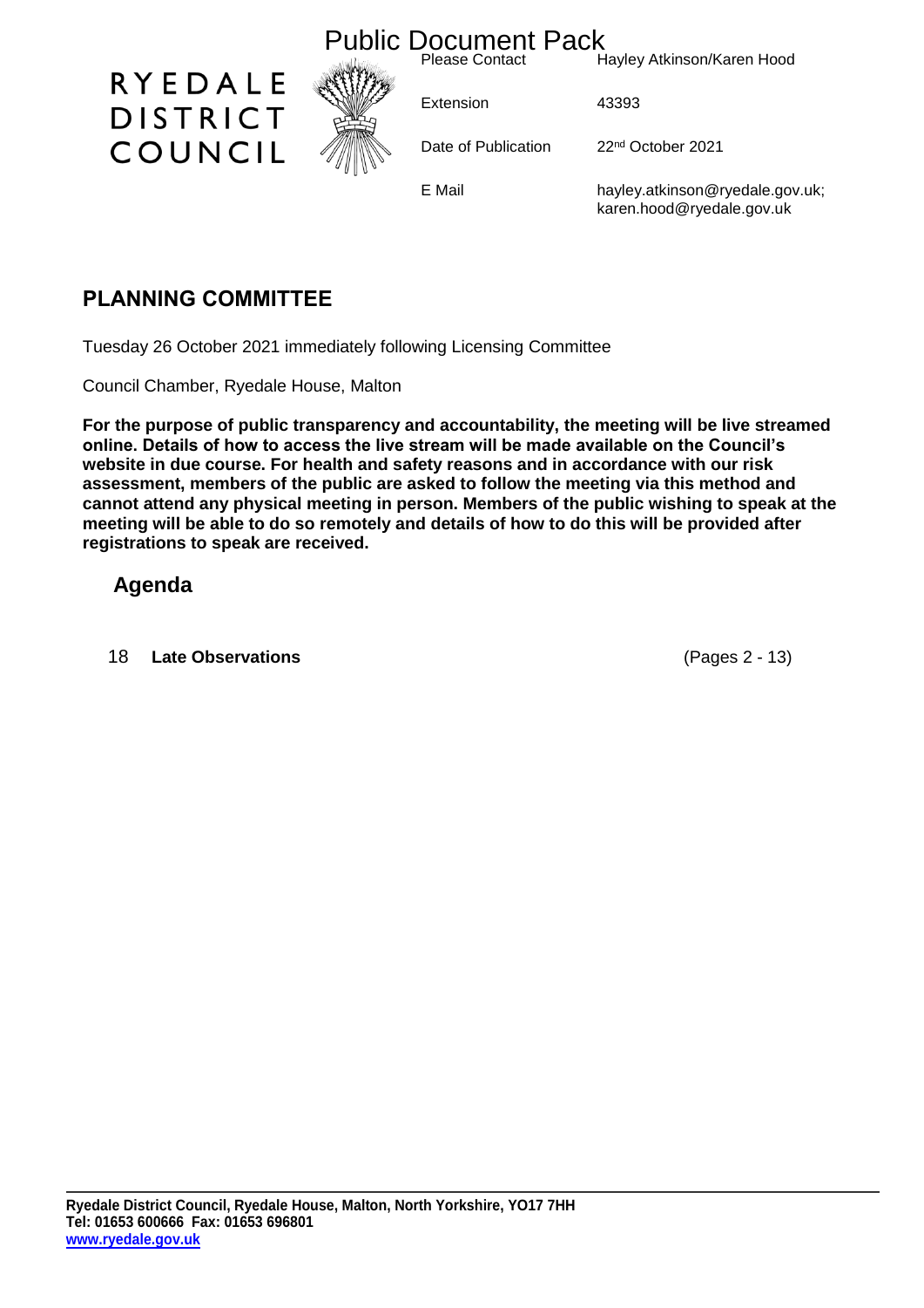# Public Document Pack

RYEDALE DISTRICT COUNCIL

| | |
|---|---|
| Please Contact | Hayley Atkinson/Karen Hood |
| Extension | 43393 |
| Date of Publication | 22nd October 2021 |
| E Mail | hayley.atkinson@ryedale.gov.uk; karen.hood@ryedale.gov.uk |

## PLANNING COMMITTEE

Tuesday 26 October 2021 immediately following Licensing Committee

Council Chamber, Ryedale House, Malton

**For the purpose of public transparency and accountability, the meeting will be live streamed online. Details of how to access the live stream will be made available on the Council's website in due course. For health and safety reasons and in accordance with our risk assessment, members of the public are asked to follow the meeting via this method and cannot attend any physical meeting in person. Members of the public wishing to speak at the meeting will be able to do so remotely and details of how to do this will be provided after registrations to speak are received.**

## Agenda

18 **Late Observations** (Pages 2 - 13)

**Ryedale District Council, Ryedale House, Malton, North Yorkshire, YO17 7HH**
**Tel: 01653 600666 Fax: 01653 696801**
**www.ryedale.gov.uk**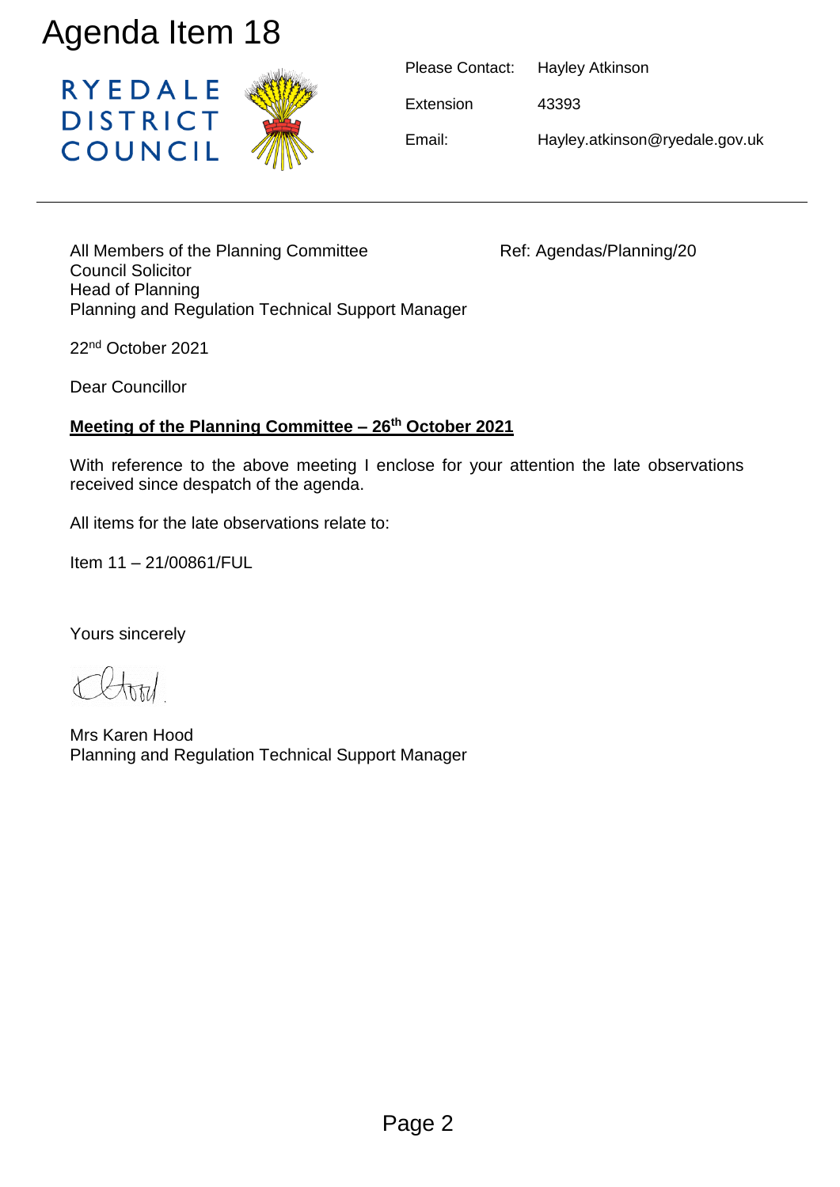# Agenda Item 18

RYEDALE DISTRICT COUNCIL

| | |
|---|---|
| Please Contact: | Hayley Atkinson |
| Extension | 43393 |
| Email: | Hayley.atkinson@ryedale.gov.uk |

---

All Members of the Planning Committee
Council Solicitor
Head of Planning
Planning and Regulation Technical Support Manager

Ref: Agendas/Planning/20

22nd October 2021

Dear Councillor

**Meeting of the Planning Committee – 26th October 2021**

With reference to the above meeting I enclose for your attention the late observations received since despatch of the agenda.

All items for the late observations relate to:

Item 11 – 21/00861/FUL

Yours sincerely

Mrs Karen Hood
Planning and Regulation Technical Support Manager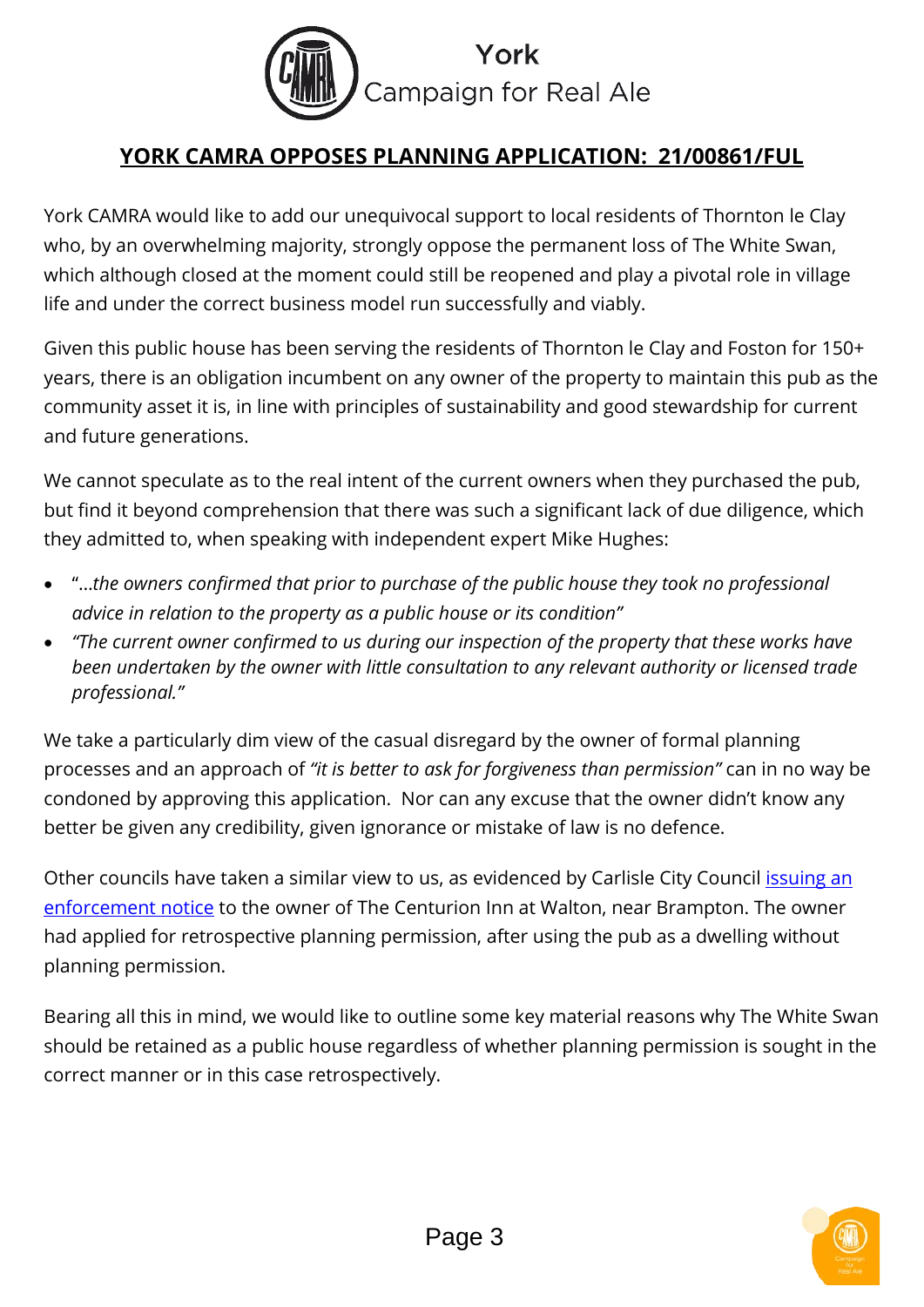York
Campaign for Real Ale

## **YORK CAMRA OPPOSES PLANNING APPLICATION: 21/00861/FUL**

York CAMRA would like to add our unequivocal support to local residents of Thornton le Clay who, by an overwhelming majority, strongly oppose the permanent loss of The White Swan, which although closed at the moment could still be reopened and play a pivotal role in village life and under the correct business model run successfully and viably.

Given this public house has been serving the residents of Thornton le Clay and Foston for 150+ years, there is an obligation incumbent on any owner of the property to maintain this pub as the community asset it is, in line with principles of sustainability and good stewardship for current and future generations.

We cannot speculate as to the real intent of the current owners when they purchased the pub, but find it beyond comprehension that there was such a significant lack of due diligence, which they admitted to, when speaking with independent expert Mike Hughes:

- "...*the owners confirmed that prior to purchase of the public house they took no professional advice in relation to the property as a public house or its condition"*
- *"The current owner confirmed to us during our inspection of the property that these works have been undertaken by the owner with little consultation to any relevant authority or licensed trade professional."*

We take a particularly dim view of the casual disregard by the owner of formal planning processes and an approach of *"it is better to ask for forgiveness than permission"* can in no way be condoned by approving this application. Nor can any excuse that the owner didn't know any better be given any credibility, given ignorance or mistake of law is no defence.

Other councils have taken a similar view to us, as evidenced by Carlisle City Council issuing an enforcement notice to the owner of The Centurion Inn at Walton, near Brampton. The owner had applied for retrospective planning permission, after using the pub as a dwelling without planning permission.

Bearing all this in mind, we would like to outline some key material reasons why The White Swan should be retained as a public house regardless of whether planning permission is sought in the correct manner or in this case retrospectively.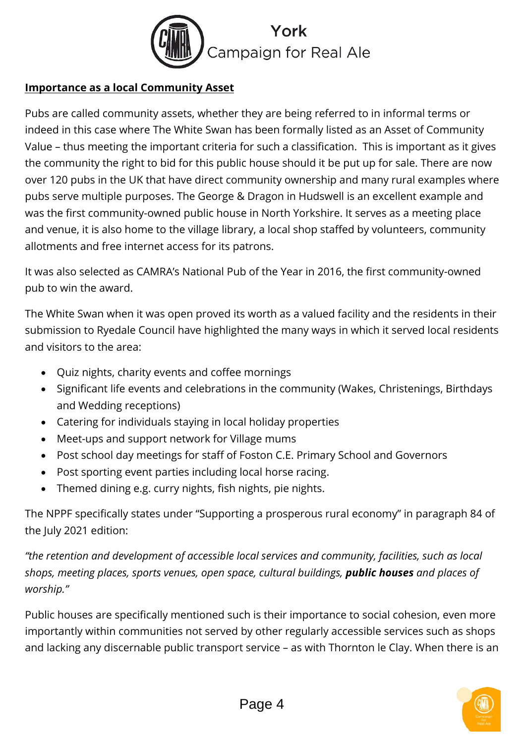## Importance as a local Community Asset

Pubs are called community assets, whether they are being referred to in informal terms or indeed in this case where The White Swan has been formally listed as an Asset of Community Value – thus meeting the important criteria for such a classification. This is important as it gives the community the right to bid for this public house should it be put up for sale. There are now over 120 pubs in the UK that have direct community ownership and many rural examples where pubs serve multiple purposes. The George & Dragon in Hudswell is an excellent example and was the first community-owned public house in North Yorkshire. It serves as a meeting place and venue, it is also home to the village library, a local shop staffed by volunteers, community allotments and free internet access for its patrons.

It was also selected as CAMRA's National Pub of the Year in 2016, the first community-owned pub to win the award.

The White Swan when it was open proved its worth as a valued facility and the residents in their submission to Ryedale Council have highlighted the many ways in which it served local residents and visitors to the area:

- Quiz nights, charity events and coffee mornings
- Significant life events and celebrations in the community (Wakes, Christenings, Birthdays and Wedding receptions)
- Catering for individuals staying in local holiday properties
- Meet-ups and support network for Village mums
- Post school day meetings for staff of Foston C.E. Primary School and Governors
- Post sporting event parties including local horse racing.
- Themed dining e.g. curry nights, fish nights, pie nights.

The NPPF specifically states under "Supporting a prosperous rural economy" in paragraph 84 of the July 2021 edition:

*"the retention and development of accessible local services and community, facilities, such as local shops, meeting places, sports venues, open space, cultural buildings, **public houses** and places of worship."*

Public houses are specifically mentioned such is their importance to social cohesion, even more importantly within communities not served by other regularly accessible services such as shops and lacking any discernable public transport service – as with Thornton le Clay. When there is an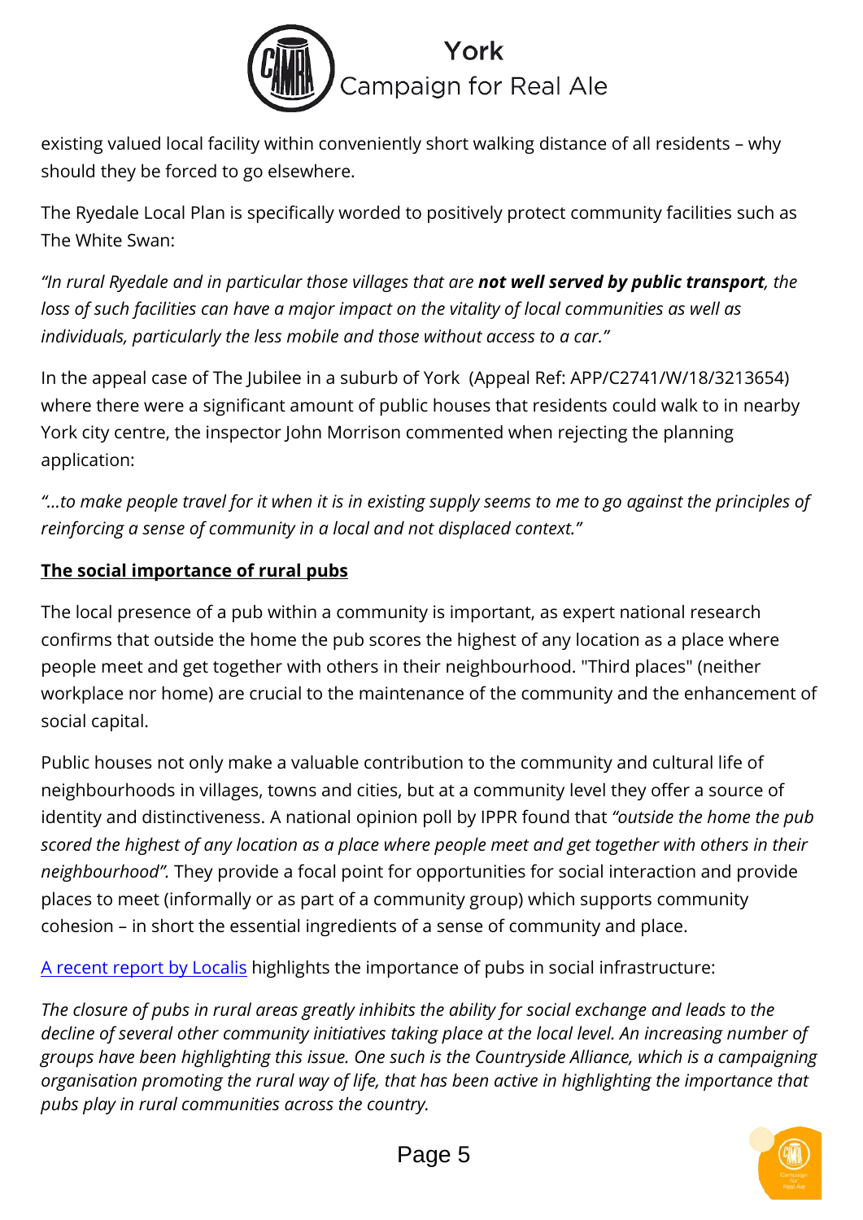existing valued local facility within conveniently short walking distance of all residents – why should they be forced to go elsewhere.

The Ryedale Local Plan is specifically worded to positively protect community facilities such as The White Swan:

*"In rural Ryedale and in particular those villages that are **not well served by public transport**, the loss of such facilities can have a major impact on the vitality of local communities as well as individuals, particularly the less mobile and those without access to a car."*

In the appeal case of The Jubilee in a suburb of York (Appeal Ref: APP/C2741/W/18/3213654) where there were a significant amount of public houses that residents could walk to in nearby York city centre, the inspector John Morrison commented when rejecting the planning application:

*"...to make people travel for it when it is in existing supply seems to me to go against the principles of reinforcing a sense of community in a local and not displaced context."*

## The social importance of rural pubs

The local presence of a pub within a community is important, as expert national research confirms that outside the home the pub scores the highest of any location as a place where people meet and get together with others in their neighbourhood. "Third places" (neither workplace nor home) are crucial to the maintenance of the community and the enhancement of social capital.

Public houses not only make a valuable contribution to the community and cultural life of neighbourhoods in villages, towns and cities, but at a community level they offer a source of identity and distinctiveness. A national opinion poll by IPPR found that *"outside the home the pub scored the highest of any location as a place where people meet and get together with others in their neighbourhood".* They provide a focal point for opportunities for social interaction and provide places to meet (informally or as part of a community group) which supports community cohesion – in short the essential ingredients of a sense of community and place.

A recent report by Localis highlights the importance of pubs in social infrastructure:

*The closure of pubs in rural areas greatly inhibits the ability for social exchange and leads to the decline of several other community initiatives taking place at the local level. An increasing number of groups have been highlighting this issue. One such is the Countryside Alliance, which is a campaigning organisation promoting the rural way of life, that has been active in highlighting the importance that pubs play in rural communities across the country.*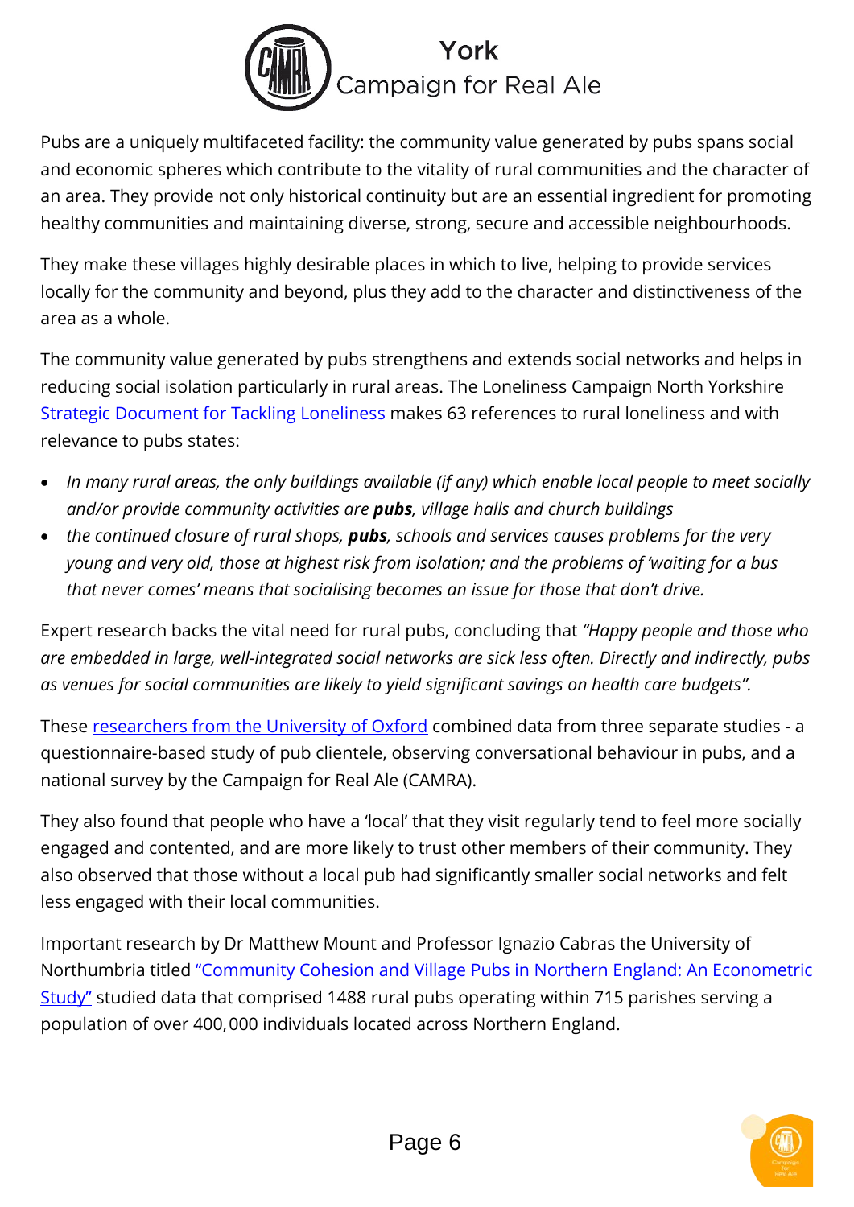Pubs are a uniquely multifaceted facility: the community value generated by pubs spans social and economic spheres which contribute to the vitality of rural communities and the character of an area. They provide not only historical continuity but are an essential ingredient for promoting healthy communities and maintaining diverse, strong, secure and accessible neighbourhoods.

They make these villages highly desirable places in which to live, helping to provide services locally for the community and beyond, plus they add to the character and distinctiveness of the area as a whole.

The community value generated by pubs strengthens and extends social networks and helps in reducing social isolation particularly in rural areas. The Loneliness Campaign North Yorkshire Strategic Document for Tackling Loneliness makes 63 references to rural loneliness and with relevance to pubs states:

- *In many rural areas, the only buildings available (if any) which enable local people to meet socially and/or provide community activities are* ***pubs****, village halls and church buildings*
- *the continued closure of rural shops,* ***pubs****, schools and services causes problems for the very young and very old, those at highest risk from isolation; and the problems of 'waiting for a bus that never comes' means that socialising becomes an issue for those that don't drive.*

Expert research backs the vital need for rural pubs, concluding that *"Happy people and those who are embedded in large, well-integrated social networks are sick less often. Directly and indirectly, pubs as venues for social communities are likely to yield significant savings on health care budgets".*

These researchers from the University of Oxford combined data from three separate studies - a questionnaire-based study of pub clientele, observing conversational behaviour in pubs, and a national survey by the Campaign for Real Ale (CAMRA).

They also found that people who have a 'local' that they visit regularly tend to feel more socially engaged and contented, and are more likely to trust other members of their community. They also observed that those without a local pub had significantly smaller social networks and felt less engaged with their local communities.

Important research by Dr Matthew Mount and Professor Ignazio Cabras the University of Northumbria titled "Community Cohesion and Village Pubs in Northern England: An Econometric Study" studied data that comprised 1488 rural pubs operating within 715 parishes serving a population of over 400,000 individuals located across Northern England.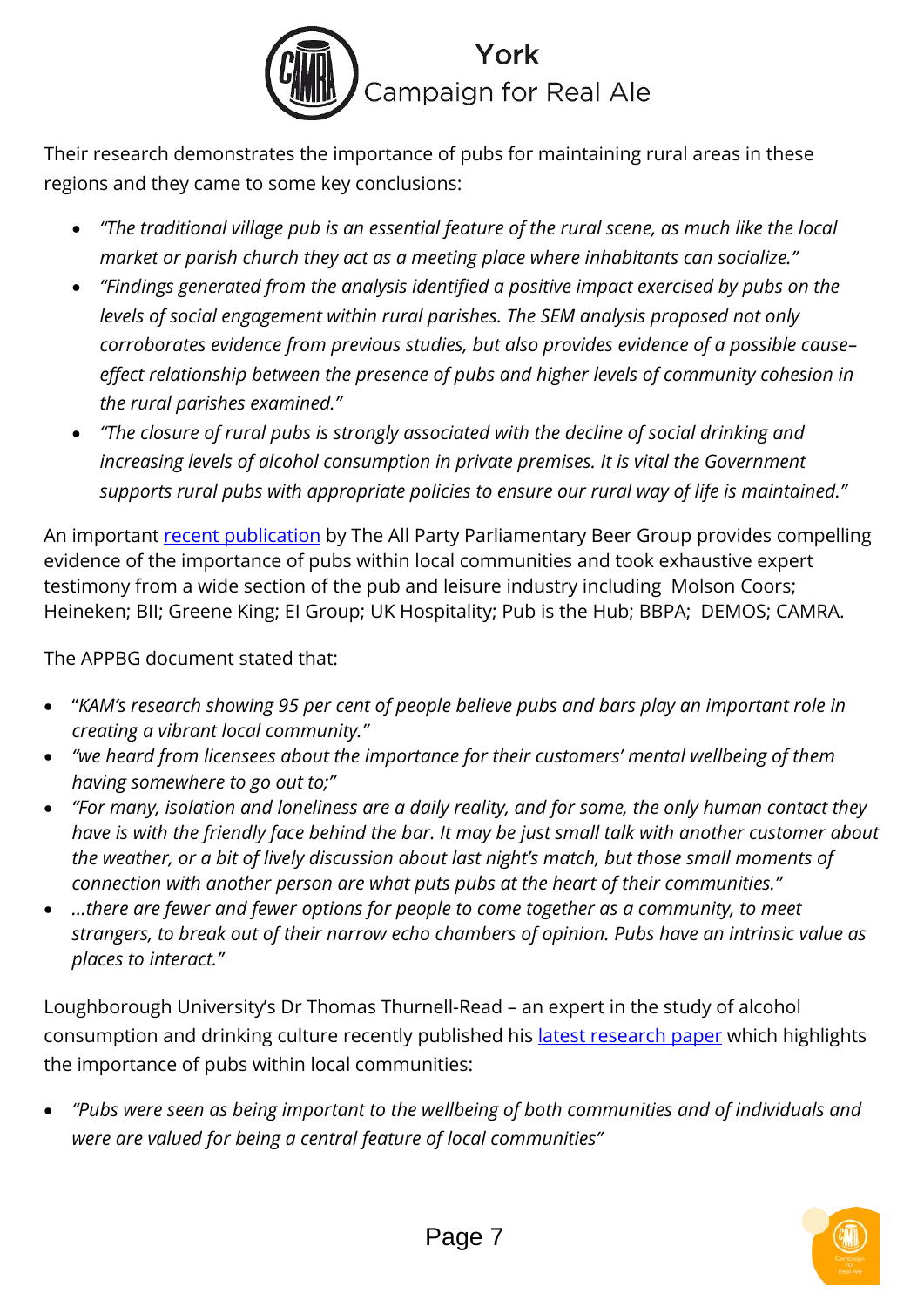Their research demonstrates the importance of pubs for maintaining rural areas in these regions and they came to some key conclusions:

- *"The traditional village pub is an essential feature of the rural scene, as much like the local market or parish church they act as a meeting place where inhabitants can socialize."*
- *"Findings generated from the analysis identified a positive impact exercised by pubs on the levels of social engagement within rural parishes. The SEM analysis proposed not only corroborates evidence from previous studies, but also provides evidence of a possible cause–effect relationship between the presence of pubs and higher levels of community cohesion in the rural parishes examined."*
- *"The closure of rural pubs is strongly associated with the decline of social drinking and increasing levels of alcohol consumption in private premises. It is vital the Government supports rural pubs with appropriate policies to ensure our rural way of life is maintained."*

An important recent publication by The All Party Parliamentary Beer Group provides compelling evidence of the importance of pubs within local communities and took exhaustive expert testimony from a wide section of the pub and leisure industry including Molson Coors; Heineken; BII; Greene King; EI Group; UK Hospitality; Pub is the Hub; BBPA; DEMOS; CAMRA.

The APPBG document stated that:

- "*KAM's research showing 95 per cent of people believe pubs and bars play an important role in creating a vibrant local community."*
- *"we heard from licensees about the importance for their customers' mental wellbeing of them having somewhere to go out to;"*
- *"For many, isolation and loneliness are a daily reality, and for some, the only human contact they have is with the friendly face behind the bar. It may be just small talk with another customer about the weather, or a bit of lively discussion about last night's match, but those small moments of connection with another person are what puts pubs at the heart of their communities."*
- *…there are fewer and fewer options for people to come together as a community, to meet strangers, to break out of their narrow echo chambers of opinion. Pubs have an intrinsic value as places to interact."*

Loughborough University's Dr Thomas Thurnell-Read – an expert in the study of alcohol consumption and drinking culture recently published his latest research paper which highlights the importance of pubs within local communities:

- *"Pubs were seen as being important to the wellbeing of both communities and of individuals and were are valued for being a central feature of local communities"*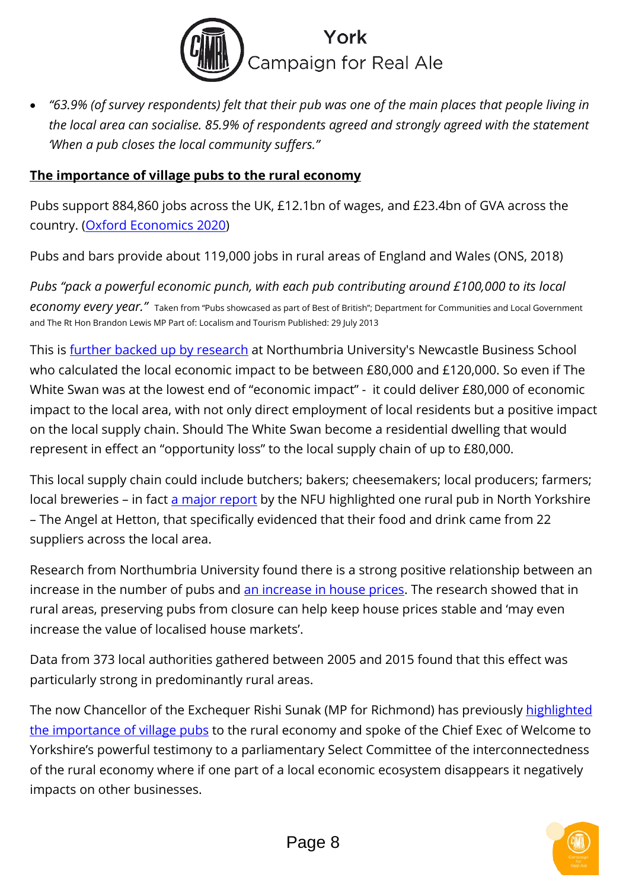- *"63.9% (of survey respondents) felt that their pub was one of the main places that people living in the local area can socialise. 85.9% of respondents agreed and strongly agreed with the statement 'When a pub closes the local community suffers."*

**The importance of village pubs to the rural economy**

Pubs support 884,860 jobs across the UK, £12.1bn of wages, and £23.4bn of GVA across the country. (Oxford Economics 2020)

Pubs and bars provide about 119,000 jobs in rural areas of England and Wales (ONS, 2018)

*Pubs "pack a powerful economic punch, with each pub contributing around £100,000 to its local economy every year."* Taken from "Pubs showcased as part of Best of British"; Department for Communities and Local Government and The Rt Hon Brandon Lewis MP Part of: Localism and Tourism Published: 29 July 2013

This is further backed up by research at Northumbria University's Newcastle Business School who calculated the local economic impact to be between £80,000 and £120,000. So even if The White Swan was at the lowest end of "economic impact" - it could deliver £80,000 of economic impact to the local area, with not only direct employment of local residents but a positive impact on the local supply chain. Should The White Swan become a residential dwelling that would represent in effect an "opportunity loss" to the local supply chain of up to £80,000.

This local supply chain could include butchers; bakers; cheesemakers; local producers; farmers; local breweries – in fact a major report by the NFU highlighted one rural pub in North Yorkshire – The Angel at Hetton, that specifically evidenced that their food and drink came from 22 suppliers across the local area.

Research from Northumbria University found there is a strong positive relationship between an increase in the number of pubs and an increase in house prices. The research showed that in rural areas, preserving pubs from closure can help keep house prices stable and 'may even increase the value of localised house markets'.

Data from 373 local authorities gathered between 2005 and 2015 found that this effect was particularly strong in predominantly rural areas.

The now Chancellor of the Exchequer Rishi Sunak (MP for Richmond) has previously highlighted the importance of village pubs to the rural economy and spoke of the Chief Exec of Welcome to Yorkshire's powerful testimony to a parliamentary Select Committee of the interconnectedness of the rural economy where if one part of a local economic ecosystem disappears it negatively impacts on other businesses.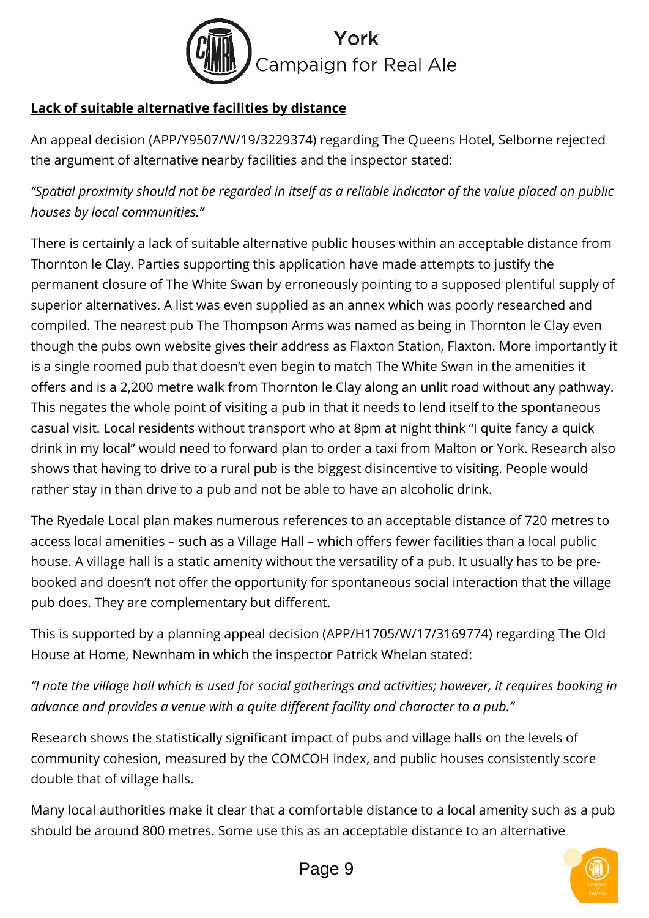**Lack of suitable alternative facilities by distance**

An appeal decision (APP/Y9507/W/19/3229374) regarding The Queens Hotel, Selborne rejected the argument of alternative nearby facilities and the inspector stated:

*"Spatial proximity should not be regarded in itself as a reliable indicator of the value placed on public houses by local communities."*

There is certainly a lack of suitable alternative public houses within an acceptable distance from Thornton le Clay. Parties supporting this application have made attempts to justify the permanent closure of The White Swan by erroneously pointing to a supposed plentiful supply of superior alternatives. A list was even supplied as an annex which was poorly researched and compiled. The nearest pub The Thompson Arms was named as being in Thornton le Clay even though the pubs own website gives their address as Flaxton Station, Flaxton. More importantly it is a single roomed pub that doesn't even begin to match The White Swan in the amenities it offers and is a 2,200 metre walk from Thornton le Clay along an unlit road without any pathway. This negates the whole point of visiting a pub in that it needs to lend itself to the spontaneous casual visit. Local residents without transport who at 8pm at night think "I quite fancy a quick drink in my local" would need to forward plan to order a taxi from Malton or York. Research also shows that having to drive to a rural pub is the biggest disincentive to visiting. People would rather stay in than drive to a pub and not be able to have an alcoholic drink.

The Ryedale Local plan makes numerous references to an acceptable distance of 720 metres to access local amenities – such as a Village Hall – which offers fewer facilities than a local public house. A village hall is a static amenity without the versatility of a pub. It usually has to be pre-booked and doesn't not offer the opportunity for spontaneous social interaction that the village pub does. They are complementary but different.

This is supported by a planning appeal decision (APP/H1705/W/17/3169774) regarding The Old House at Home, Newnham in which the inspector Patrick Whelan stated:

*"I note the village hall which is used for social gatherings and activities; however, it requires booking in advance and provides a venue with a quite different facility and character to a pub."*

Research shows the statistically significant impact of pubs and village halls on the levels of community cohesion, measured by the COMCOH index, and public houses consistently score double that of village halls.

Many local authorities make it clear that a comfortable distance to a local amenity such as a pub should be around 800 metres. Some use this as an acceptable distance to an alternative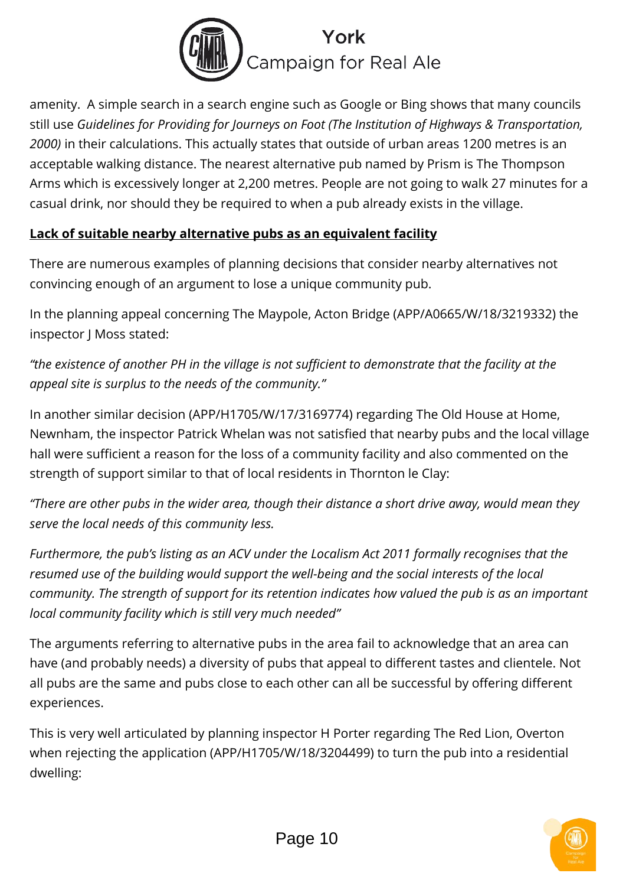amenity. A simple search in a search engine such as Google or Bing shows that many councils still use *Guidelines for Providing for Journeys on Foot (The Institution of Highways & Transportation, 2000)* in their calculations. This actually states that outside of urban areas 1200 metres is an acceptable walking distance. The nearest alternative pub named by Prism is The Thompson Arms which is excessively longer at 2,200 metres. People are not going to walk 27 minutes for a casual drink, nor should they be required to when a pub already exists in the village.

**Lack of suitable nearby alternative pubs as an equivalent facility**

There are numerous examples of planning decisions that consider nearby alternatives not convincing enough of an argument to lose a unique community pub.

In the planning appeal concerning The Maypole, Acton Bridge (APP/A0665/W/18/3219332) the inspector J Moss stated:

*"the existence of another PH in the village is not sufficient to demonstrate that the facility at the appeal site is surplus to the needs of the community."*

In another similar decision (APP/H1705/W/17/3169774) regarding The Old House at Home, Newnham, the inspector Patrick Whelan was not satisfied that nearby pubs and the local village hall were sufficient a reason for the loss of a community facility and also commented on the strength of support similar to that of local residents in Thornton le Clay:

*"There are other pubs in the wider area, though their distance a short drive away, would mean they serve the local needs of this community less.*

*Furthermore, the pub's listing as an ACV under the Localism Act 2011 formally recognises that the resumed use of the building would support the well-being and the social interests of the local community. The strength of support for its retention indicates how valued the pub is as an important local community facility which is still very much needed"*

The arguments referring to alternative pubs in the area fail to acknowledge that an area can have (and probably needs) a diversity of pubs that appeal to different tastes and clientele. Not all pubs are the same and pubs close to each other can all be successful by offering different experiences.

This is very well articulated by planning inspector H Porter regarding The Red Lion, Overton when rejecting the application (APP/H1705/W/18/3204499) to turn the pub into a residential dwelling: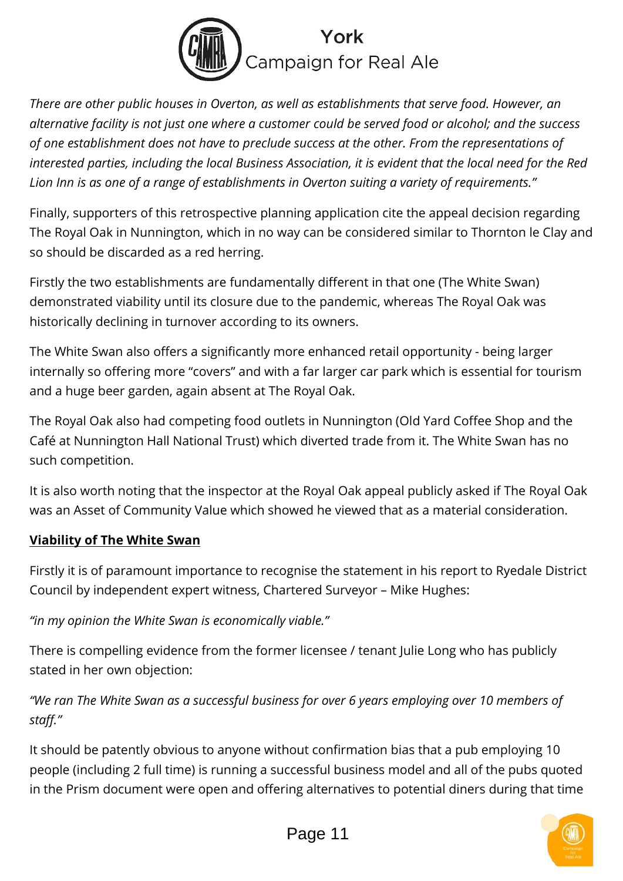*There are other public houses in Overton, as well as establishments that serve food. However, an alternative facility is not just one where a customer could be served food or alcohol; and the success of one establishment does not have to preclude success at the other. From the representations of interested parties, including the local Business Association, it is evident that the local need for the Red Lion Inn is as one of a range of establishments in Overton suiting a variety of requirements."*

Finally, supporters of this retrospective planning application cite the appeal decision regarding The Royal Oak in Nunnington, which in no way can be considered similar to Thornton le Clay and so should be discarded as a red herring.

Firstly the two establishments are fundamentally different in that one (The White Swan) demonstrated viability until its closure due to the pandemic, whereas The Royal Oak was historically declining in turnover according to its owners.

The White Swan also offers a significantly more enhanced retail opportunity - being larger internally so offering more "covers" and with a far larger car park which is essential for tourism and a huge beer garden, again absent at The Royal Oak.

The Royal Oak also had competing food outlets in Nunnington (Old Yard Coffee Shop and the Café at Nunnington Hall National Trust) which diverted trade from it. The White Swan has no such competition.

It is also worth noting that the inspector at the Royal Oak appeal publicly asked if The Royal Oak was an Asset of Community Value which showed he viewed that as a material consideration.

## Viability of The White Swan

Firstly it is of paramount importance to recognise the statement in his report to Ryedale District Council by independent expert witness, Chartered Surveyor – Mike Hughes:

*"in my opinion the White Swan is economically viable."*

There is compelling evidence from the former licensee / tenant Julie Long who has publicly stated in her own objection:

*"We ran The White Swan as a successful business for over 6 years employing over 10 members of staff."*

It should be patently obvious to anyone without confirmation bias that a pub employing 10 people (including 2 full time) is running a successful business model and all of the pubs quoted in the Prism document were open and offering alternatives to potential diners during that time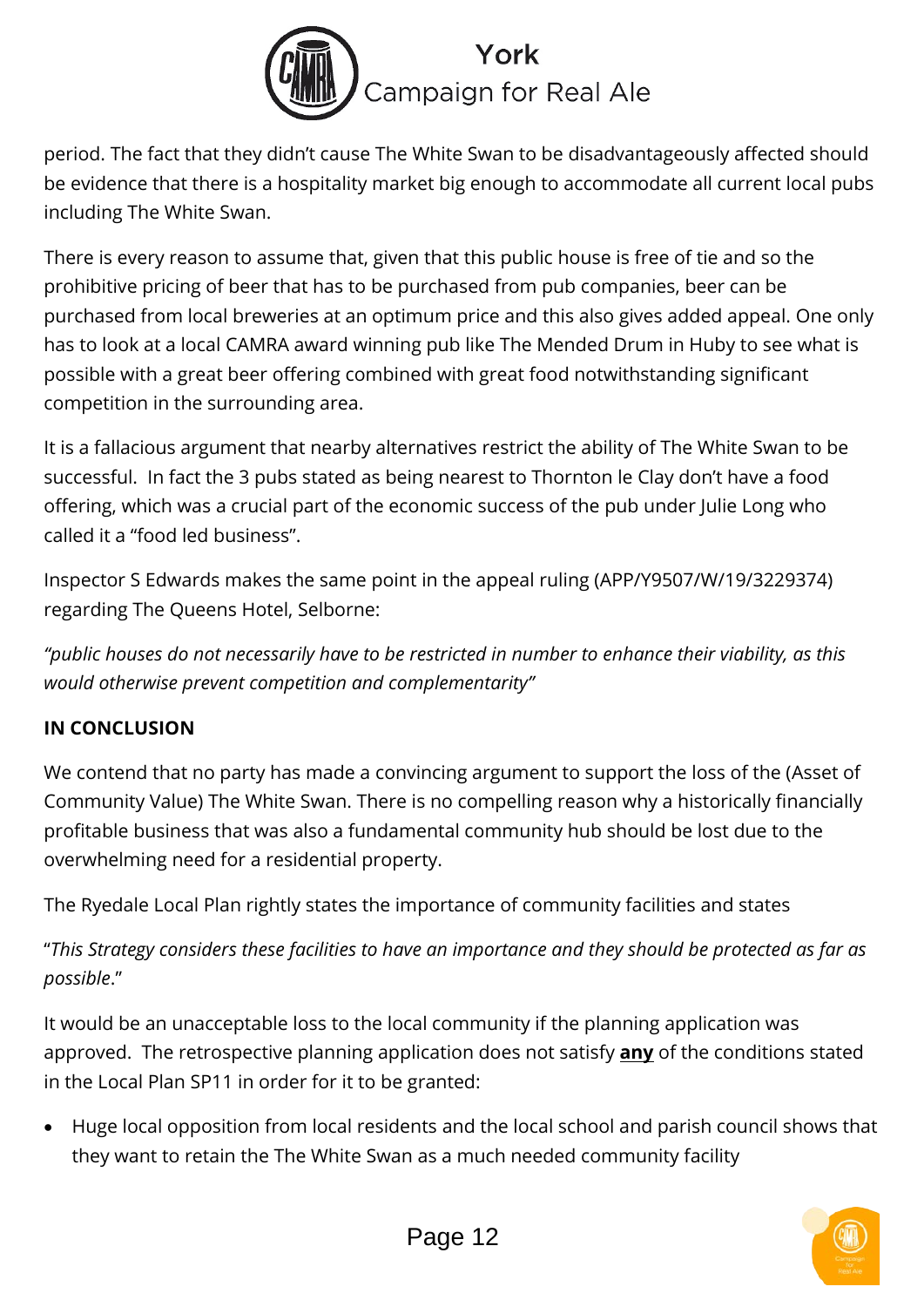period. The fact that they didn't cause The White Swan to be disadvantageously affected should be evidence that there is a hospitality market big enough to accommodate all current local pubs including The White Swan.

There is every reason to assume that, given that this public house is free of tie and so the prohibitive pricing of beer that has to be purchased from pub companies, beer can be purchased from local breweries at an optimum price and this also gives added appeal. One only has to look at a local CAMRA award winning pub like The Mended Drum in Huby to see what is possible with a great beer offering combined with great food notwithstanding significant competition in the surrounding area.

It is a fallacious argument that nearby alternatives restrict the ability of The White Swan to be successful. In fact the 3 pubs stated as being nearest to Thornton le Clay don't have a food offering, which was a crucial part of the economic success of the pub under Julie Long who called it a "food led business".

Inspector S Edwards makes the same point in the appeal ruling (APP/Y9507/W/19/3229374) regarding The Queens Hotel, Selborne:

*"public houses do not necessarily have to be restricted in number to enhance their viability, as this would otherwise prevent competition and complementarity"*

**IN CONCLUSION**

We contend that no party has made a convincing argument to support the loss of the (Asset of Community Value) The White Swan. There is no compelling reason why a historically financially profitable business that was also a fundamental community hub should be lost due to the overwhelming need for a residential property.

The Ryedale Local Plan rightly states the importance of community facilities and states

"*This Strategy considers these facilities to have an importance and they should be protected as far as possible*."

It would be an unacceptable loss to the local community if the planning application was approved. The retrospective planning application does not satisfy **any** of the conditions stated in the Local Plan SP11 in order for it to be granted:

- Huge local opposition from local residents and the local school and parish council shows that they want to retain the The White Swan as a much needed community facility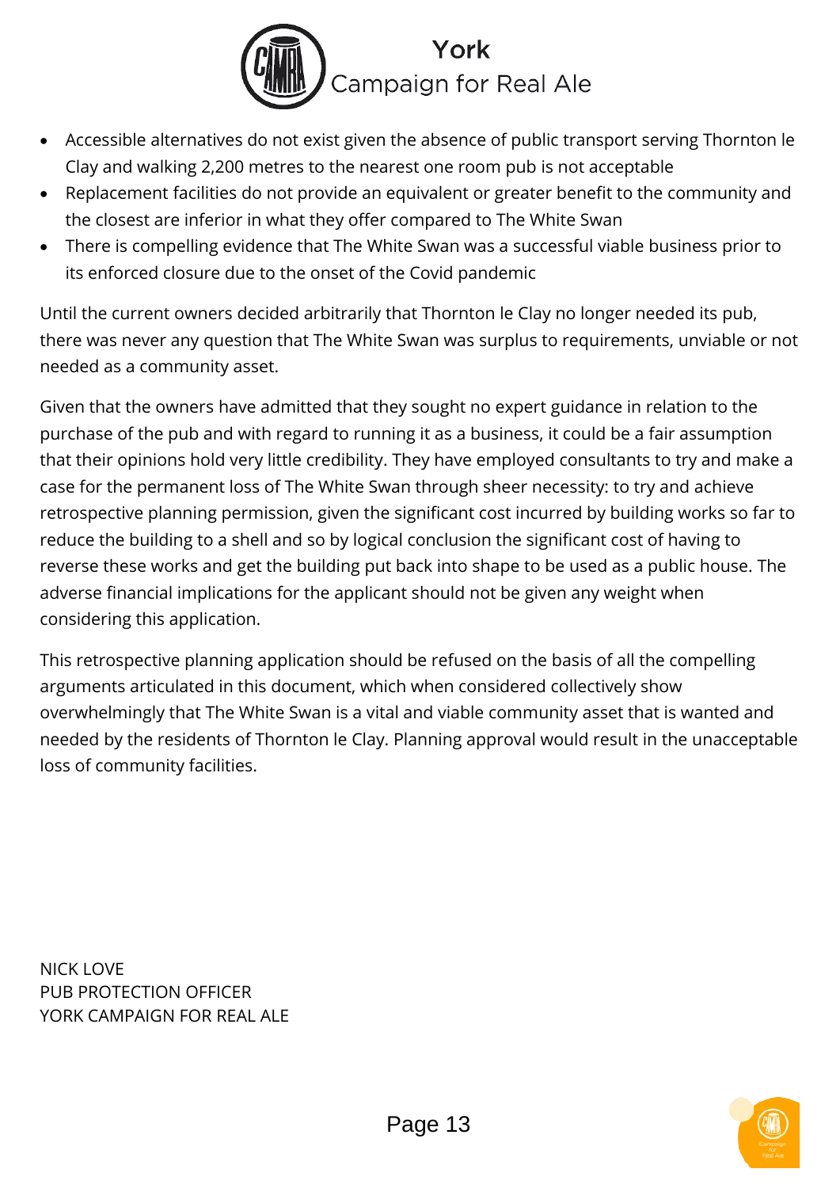- Accessible alternatives do not exist given the absence of public transport serving Thornton le Clay and walking 2,200 metres to the nearest one room pub is not acceptable
- Replacement facilities do not provide an equivalent or greater benefit to the community and the closest are inferior in what they offer compared to The White Swan
- There is compelling evidence that The White Swan was a successful viable business prior to its enforced closure due to the onset of the Covid pandemic

Until the current owners decided arbitrarily that Thornton le Clay no longer needed its pub, there was never any question that The White Swan was surplus to requirements, unviable or not needed as a community asset.

Given that the owners have admitted that they sought no expert guidance in relation to the purchase of the pub and with regard to running it as a business, it could be a fair assumption that their opinions hold very little credibility. They have employed consultants to try and make a case for the permanent loss of The White Swan through sheer necessity: to try and achieve retrospective planning permission, given the significant cost incurred by building works so far to reduce the building to a shell and so by logical conclusion the significant cost of having to reverse these works and get the building put back into shape to be used as a public house. The adverse financial implications for the applicant should not be given any weight when considering this application.

This retrospective planning application should be refused on the basis of all the compelling arguments articulated in this document, which when considered collectively show overwhelmingly that The White Swan is a vital and viable community asset that is wanted and needed by the residents of Thornton le Clay. Planning approval would result in the unacceptable loss of community facilities.

NICK LOVE
PUB PROTECTION OFFICER
YORK CAMPAIGN FOR REAL ALE